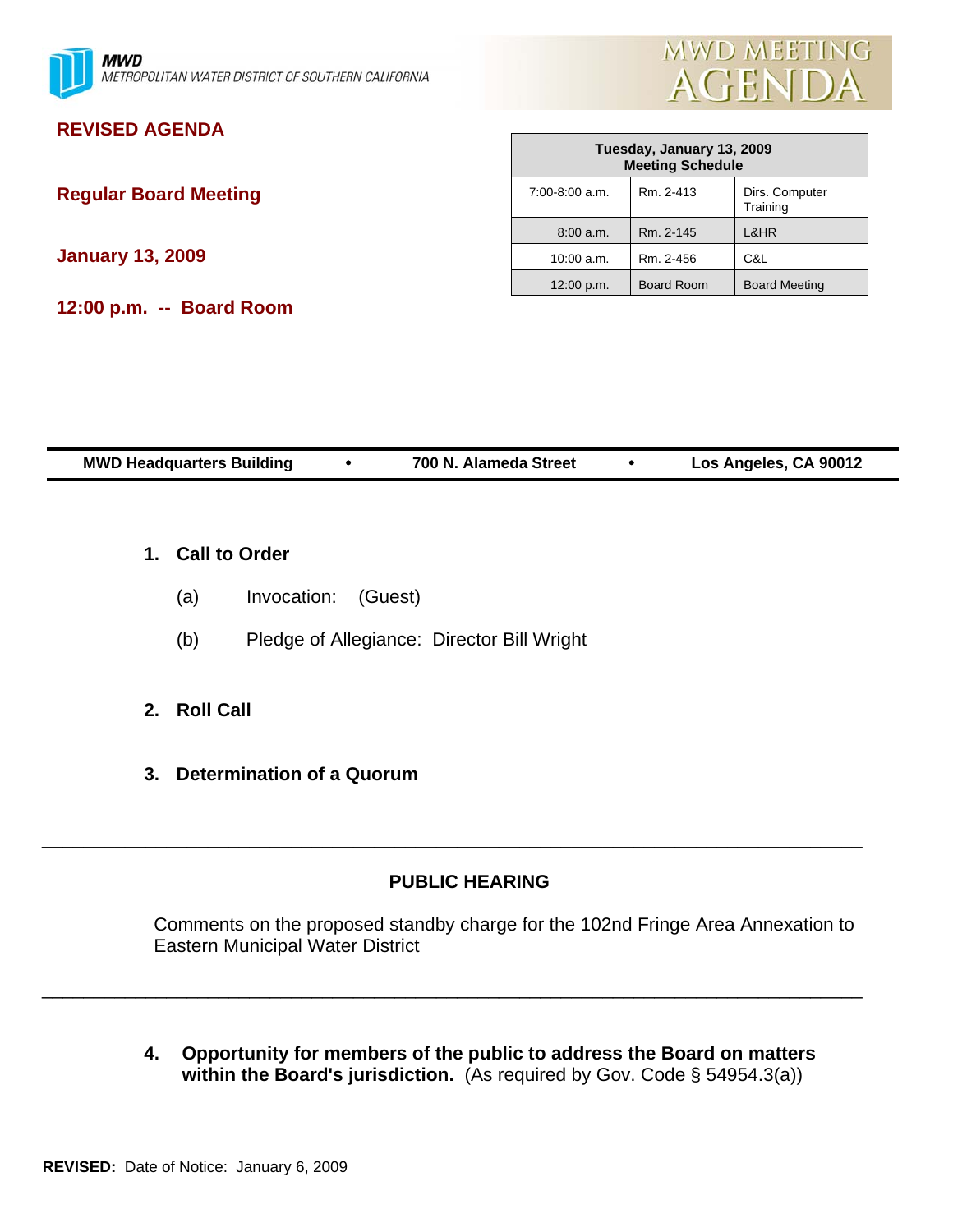MWD
METROPOLITAN WATER DISTRICT OF SOUTHERN CALIFORNIA

MWD MEETING AGENDA

**REVISED AGENDA**

**Regular Board Meeting**

**January 13, 2009**

**12:00 p.m. -- Board Room**

| Tuesday, January 13, 2009 Meeting Schedule | | |
|---|---|---|
| 7:00-8:00 a.m. | Rm. 2-413 | Dirs. Computer Training |
| 8:00 a.m. | Rm. 2-145 | L&HR |
| 10:00 a.m. | Rm. 2-456 | C&L |
| 12:00 p.m. | Board Room | Board Meeting |

**MWD Headquarters Building • 700 N. Alameda Street • Los Angeles, CA 90012**

**1. Call to Order**

(a) Invocation: (Guest)

(b) Pledge of Allegiance: Director Bill Wright

**2. Roll Call**

**3. Determination of a Quorum**

---

**PUBLIC HEARING**

Comments on the proposed standby charge for the 102nd Fringe Area Annexation to Eastern Municipal Water District

---

**4. Opportunity for members of the public to address the Board on matters within the Board's jurisdiction.** (As required by Gov. Code § 54954.3(a))

**REVISED:** Date of Notice: January 6, 2009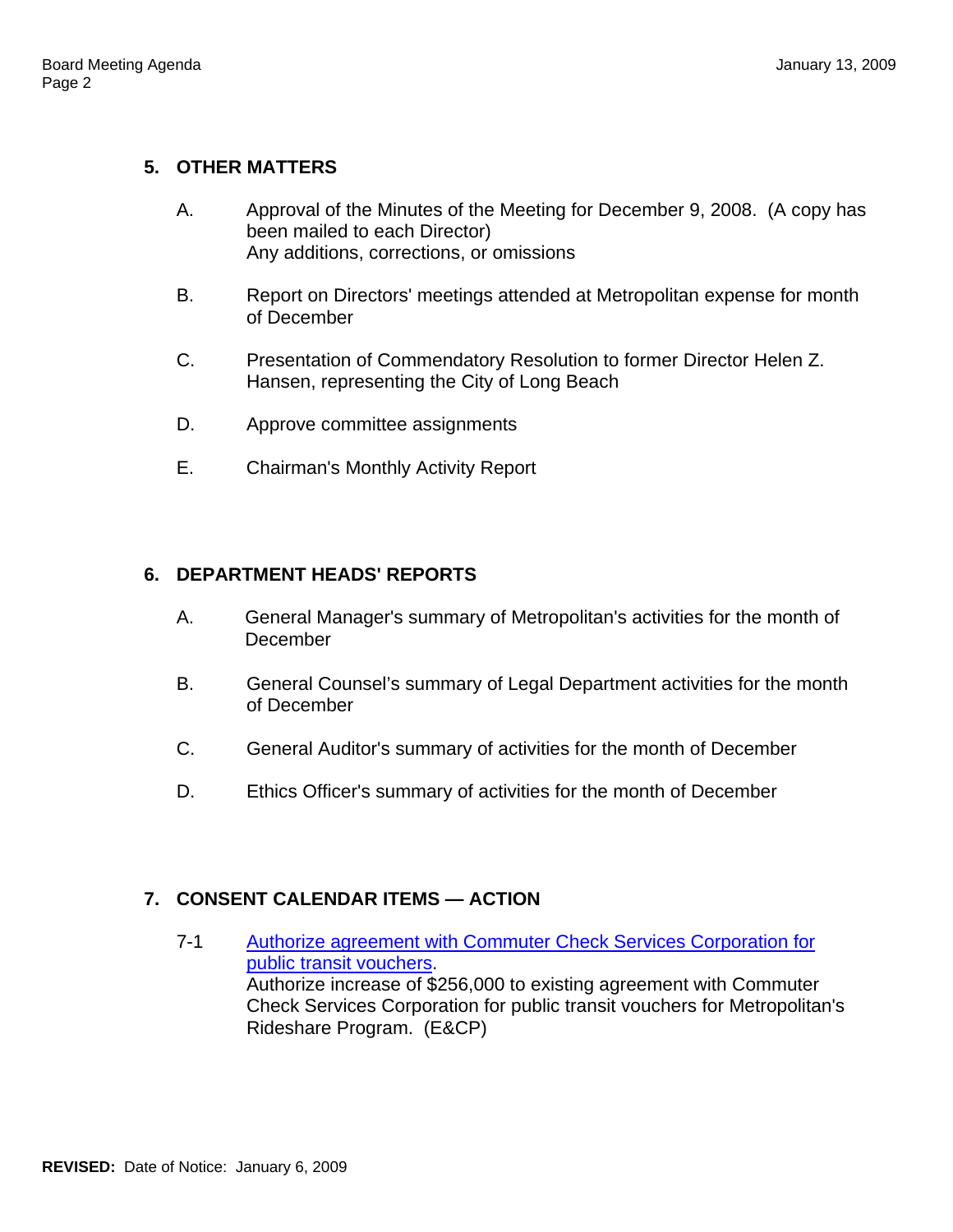## 5. OTHER MATTERS

A. Approval of the Minutes of the Meeting for December 9, 2008. (A copy has been mailed to each Director)
Any additions, corrections, or omissions

B. Report on Directors' meetings attended at Metropolitan expense for month of December

C. Presentation of Commendatory Resolution to former Director Helen Z. Hansen, representing the City of Long Beach

D. Approve committee assignments

E. Chairman's Monthly Activity Report

## 6. DEPARTMENT HEADS' REPORTS

A. General Manager's summary of Metropolitan's activities for the month of December

B. General Counsel's summary of Legal Department activities for the month of December

C. General Auditor's summary of activities for the month of December

D. Ethics Officer's summary of activities for the month of December

## 7. CONSENT CALENDAR ITEMS — ACTION

7-1 Authorize agreement with Commuter Check Services Corporation for public transit vouchers.
Authorize increase of $256,000 to existing agreement with Commuter Check Services Corporation for public transit vouchers for Metropolitan's Rideshare Program. (E&CP)

**REVISED:** Date of Notice: January 6, 2009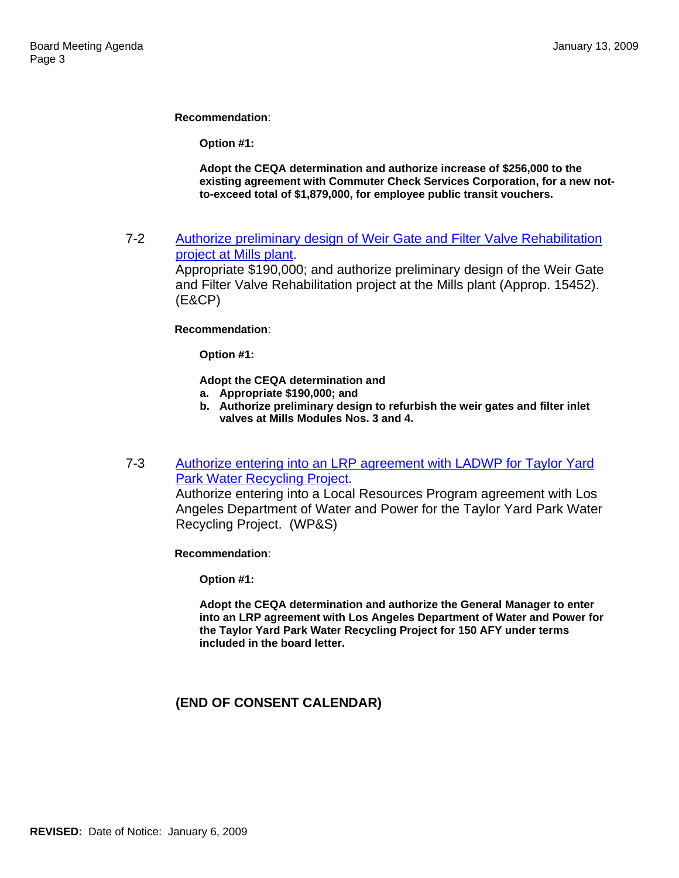**Recommendation**:

**Option #1:**

**Adopt the CEQA determination and authorize increase of $256,000 to the existing agreement with Commuter Check Services Corporation, for a new not-to-exceed total of $1,879,000, for employee public transit vouchers.**

7-2 Authorize preliminary design of Weir Gate and Filter Valve Rehabilitation project at Mills plant.
Appropriate $190,000; and authorize preliminary design of the Weir Gate and Filter Valve Rehabilitation project at the Mills plant (Approp. 15452). (E&CP)

**Recommendation**:

**Option #1:**

**Adopt the CEQA determination and**

**a. Appropriate $190,000; and**
**b. Authorize preliminary design to refurbish the weir gates and filter inlet valves at Mills Modules Nos. 3 and 4.**

7-3 Authorize entering into an LRP agreement with LADWP for Taylor Yard Park Water Recycling Project.
Authorize entering into a Local Resources Program agreement with Los Angeles Department of Water and Power for the Taylor Yard Park Water Recycling Project. (WP&S)

**Recommendation**:

**Option #1:**

**Adopt the CEQA determination and authorize the General Manager to enter into an LRP agreement with Los Angeles Department of Water and Power for the Taylor Yard Park Water Recycling Project for 150 AFY under terms included in the board letter.**

**(END OF CONSENT CALENDAR)**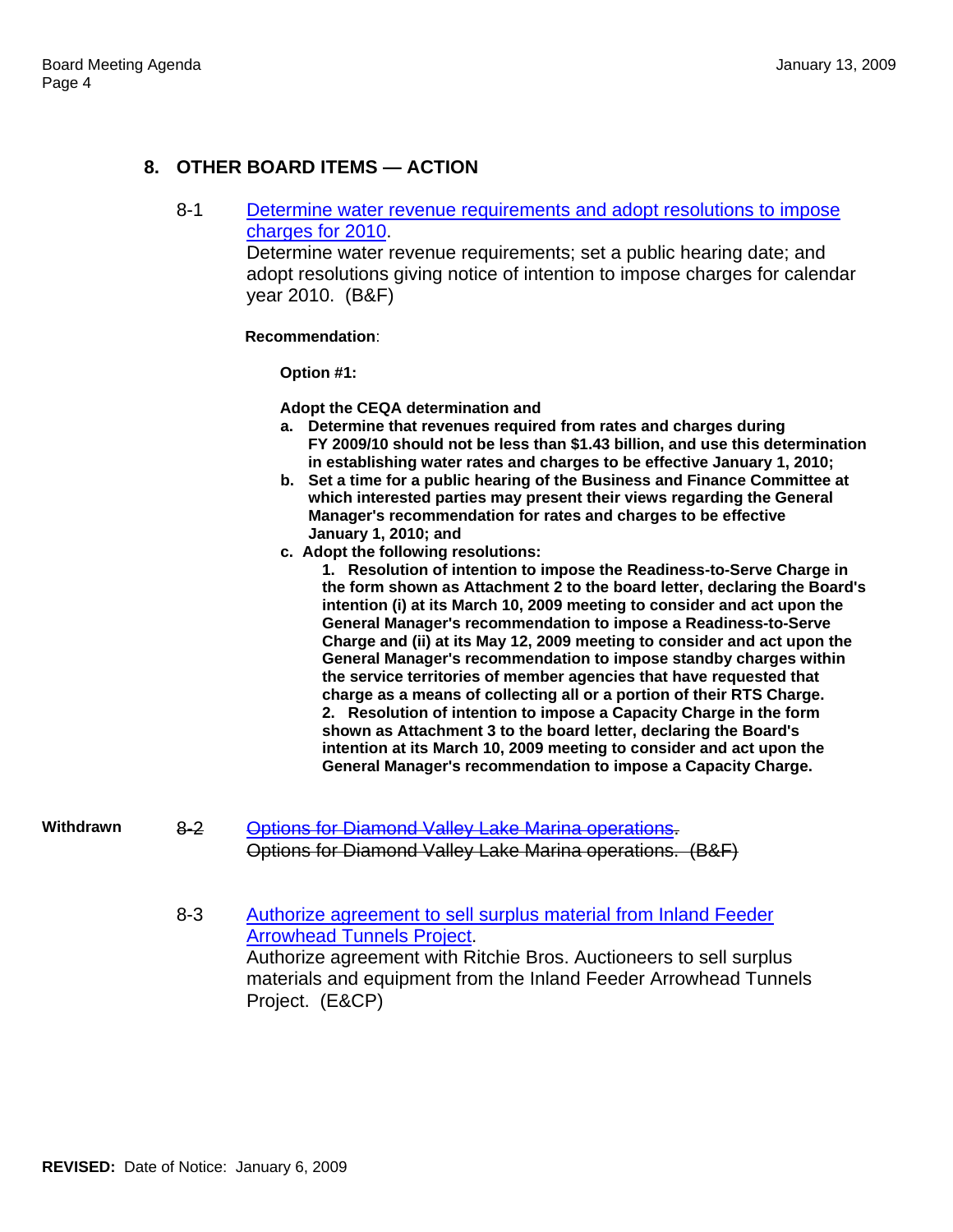## 8. OTHER BOARD ITEMS — ACTION

8-1 Determine water revenue requirements and adopt resolutions to impose charges for 2010.
Determine water revenue requirements; set a public hearing date; and adopt resolutions giving notice of intention to impose charges for calendar year 2010. (B&F)

**Recommendation**:

**Option #1:**

**Adopt the CEQA determination and**

**a. Determine that revenues required from rates and charges during FY 2009/10 should not be less than $1.43 billion, and use this determination in establishing water rates and charges to be effective January 1, 2010;**

**b. Set a time for a public hearing of the Business and Finance Committee at which interested parties may present their views regarding the General Manager's recommendation for rates and charges to be effective January 1, 2010; and**

**c. Adopt the following resolutions:**

**1. Resolution of intention to impose the Readiness-to-Serve Charge in the form shown as Attachment 2 to the board letter, declaring the Board's intention (i) at its March 10, 2009 meeting to consider and act upon the General Manager's recommendation to impose a Readiness-to-Serve Charge and (ii) at its May 12, 2009 meeting to consider and act upon the General Manager's recommendation to impose standby charges within the service territories of member agencies that have requested that charge as a means of collecting all or a portion of their RTS Charge.**

**2. Resolution of intention to impose a Capacity Charge in the form shown as Attachment 3 to the board letter, declaring the Board's intention at its March 10, 2009 meeting to consider and act upon the General Manager's recommendation to impose a Capacity Charge.**

**Withdrawn** ~~8-2 Options for Diamond Valley Lake Marina operations.~~
~~Options for Diamond Valley Lake Marina operations. (B&F)~~

8-3 Authorize agreement to sell surplus material from Inland Feeder Arrowhead Tunnels Project.
Authorize agreement with Ritchie Bros. Auctioneers to sell surplus materials and equipment from the Inland Feeder Arrowhead Tunnels Project. (E&CP)

**REVISED:** Date of Notice: January 6, 2009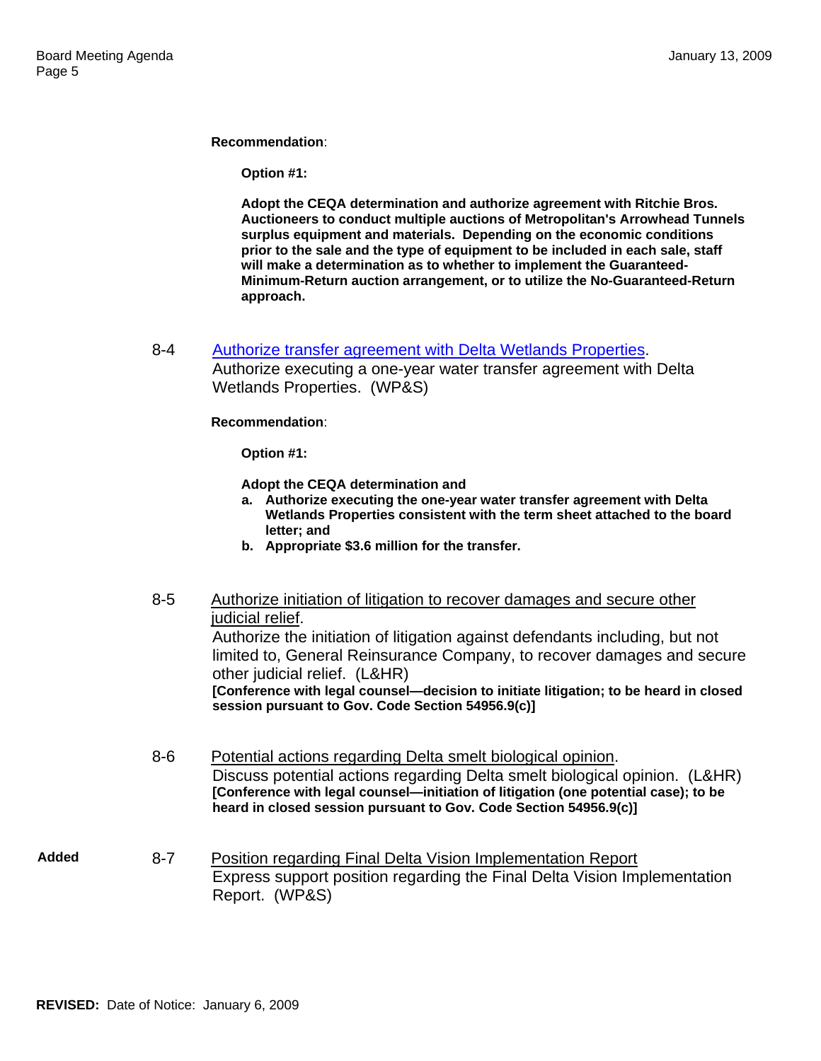**Recommendation**:

**Option #1:**

**Adopt the CEQA determination and authorize agreement with Ritchie Bros. Auctioneers to conduct multiple auctions of Metropolitan's Arrowhead Tunnels surplus equipment and materials. Depending on the economic conditions prior to the sale and the type of equipment to be included in each sale, staff will make a determination as to whether to implement the Guaranteed-Minimum-Return auction arrangement, or to utilize the No-Guaranteed-Return approach.**

8-4 Authorize transfer agreement with Delta Wetlands Properties.
Authorize executing a one-year water transfer agreement with Delta Wetlands Properties. (WP&S)

**Recommendation**:

**Option #1:**

**Adopt the CEQA determination and**

- **a. Authorize executing the one-year water transfer agreement with Delta Wetlands Properties consistent with the term sheet attached to the board letter; and**
- **b. Appropriate $3.6 million for the transfer.**

8-5 Authorize initiation of litigation to recover damages and secure other judicial relief.
Authorize the initiation of litigation against defendants including, but not limited to, General Reinsurance Company, to recover damages and secure other judicial relief. (L&HR)
**[Conference with legal counsel—decision to initiate litigation; to be heard in closed session pursuant to Gov. Code Section 54956.9(c)]**

8-6 Potential actions regarding Delta smelt biological opinion.
Discuss potential actions regarding Delta smelt biological opinion. (L&HR)
**[Conference with legal counsel—initiation of litigation (one potential case); to be heard in closed session pursuant to Gov. Code Section 54956.9(c)]**

**Added** 8-7 Position regarding Final Delta Vision Implementation Report
Express support position regarding the Final Delta Vision Implementation Report. (WP&S)

**REVISED:** Date of Notice: January 6, 2009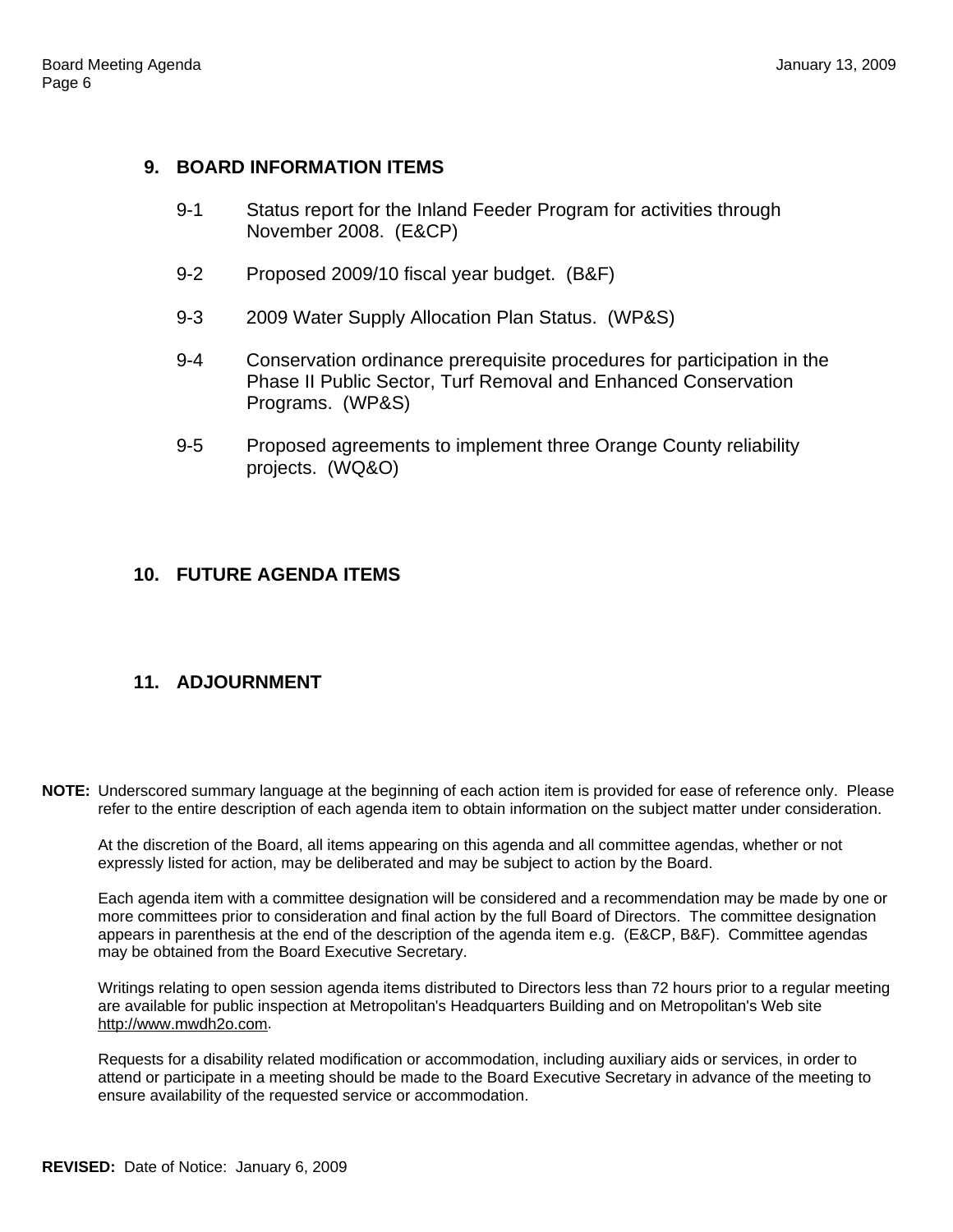## 9. BOARD INFORMATION ITEMS

9-1 Status report for the Inland Feeder Program for activities through November 2008. (E&CP)

9-2 Proposed 2009/10 fiscal year budget. (B&F)

9-3 2009 Water Supply Allocation Plan Status. (WP&S)

9-4 Conservation ordinance prerequisite procedures for participation in the Phase II Public Sector, Turf Removal and Enhanced Conservation Programs. (WP&S)

9-5 Proposed agreements to implement three Orange County reliability projects. (WQ&O)

## 10. FUTURE AGENDA ITEMS

## 11. ADJOURNMENT

**NOTE:** Underscored summary language at the beginning of each action item is provided for ease of reference only. Please refer to the entire description of each agenda item to obtain information on the subject matter under consideration.

At the discretion of the Board, all items appearing on this agenda and all committee agendas, whether or not expressly listed for action, may be deliberated and may be subject to action by the Board.

Each agenda item with a committee designation will be considered and a recommendation may be made by one or more committees prior to consideration and final action by the full Board of Directors. The committee designation appears in parenthesis at the end of the description of the agenda item e.g. (E&CP, B&F). Committee agendas may be obtained from the Board Executive Secretary.

Writings relating to open session agenda items distributed to Directors less than 72 hours prior to a regular meeting are available for public inspection at Metropolitan's Headquarters Building and on Metropolitan's Web site http://www.mwdh2o.com.

Requests for a disability related modification or accommodation, including auxiliary aids or services, in order to attend or participate in a meeting should be made to the Board Executive Secretary in advance of the meeting to ensure availability of the requested service or accommodation.

**REVISED:** Date of Notice: January 6, 2009